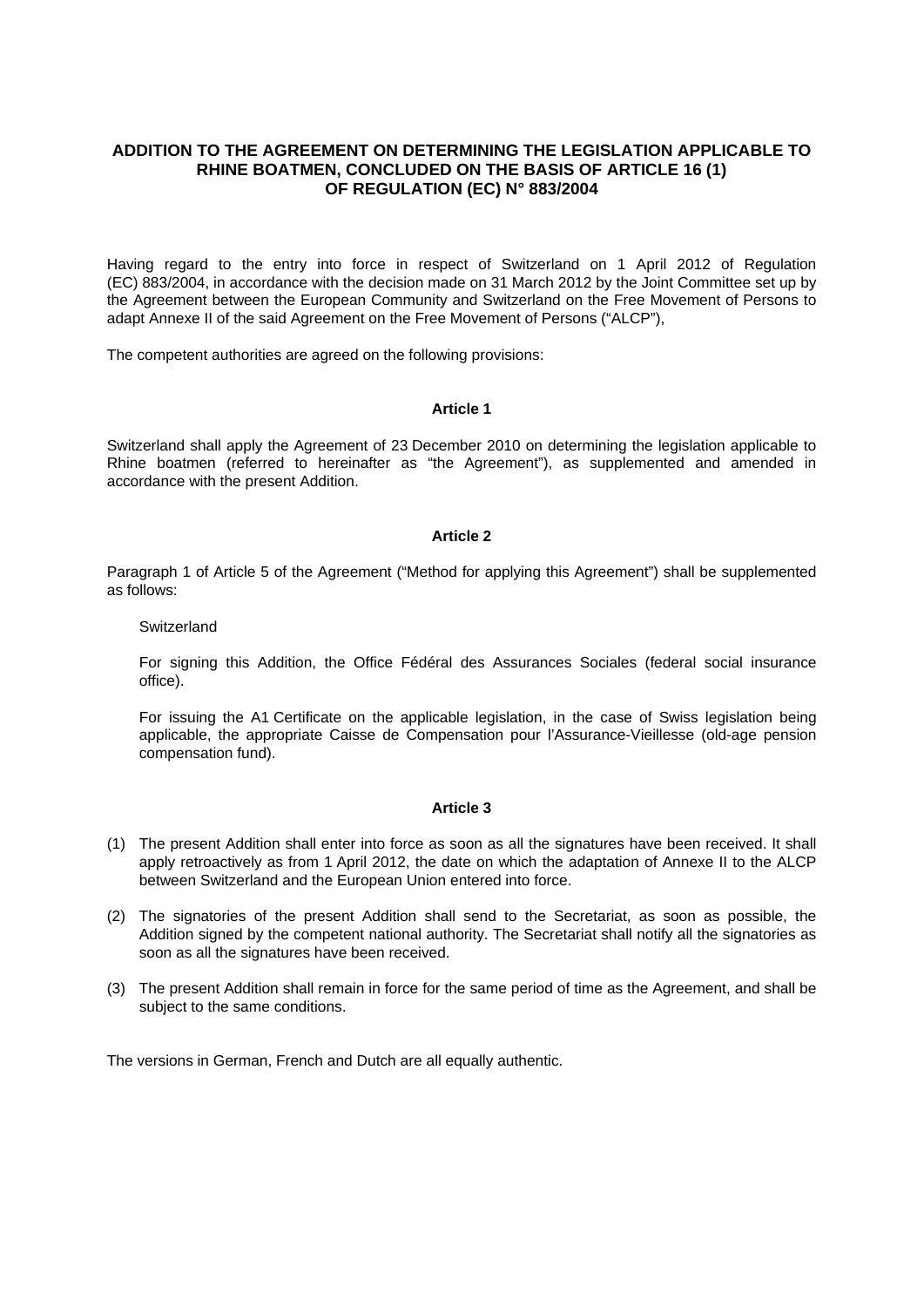# ADDITION TO THE AGREEMENT ON DETERMINING THE LEGISLATION APPLICABLE TO RHINE BOATMEN, CONCLUDED ON THE BASIS OF ARTICLE 16 (1) OF REGULATION (EC) N° 883/2004

Having regard to the entry into force in respect of Switzerland on 1 April 2012 of Regulation (EC) 883/2004, in accordance with the decision made on 31 March 2012 by the Joint Committee set up by the Agreement between the European Community and Switzerland on the Free Movement of Persons to adapt Annexe II of the said Agreement on the Free Movement of Persons ("ALCP"),

The competent authorities are agreed on the following provisions:

**Article 1**

Switzerland shall apply the Agreement of 23 December 2010 on determining the legislation applicable to Rhine boatmen (referred to hereinafter as "the Agreement"), as supplemented and amended in accordance with the present Addition.

**Article 2**

Paragraph 1 of Article 5 of the Agreement ("Method for applying this Agreement") shall be supplemented as follows:

> Switzerland
>
> For signing this Addition, the Office Fédéral des Assurances Sociales (federal social insurance office).
>
> For issuing the A1 Certificate on the applicable legislation, in the case of Swiss legislation being applicable, the appropriate Caisse de Compensation pour l'Assurance-Vieillesse (old-age pension compensation fund).

**Article 3**

(1) The present Addition shall enter into force as soon as all the signatures have been received. It shall apply retroactively as from 1 April 2012, the date on which the adaptation of Annexe II to the ALCP between Switzerland and the European Union entered into force.

(2) The signatories of the present Addition shall send to the Secretariat, as soon as possible, the Addition signed by the competent national authority. The Secretariat shall notify all the signatories as soon as all the signatures have been received.

(3) The present Addition shall remain in force for the same period of time as the Agreement, and shall be subject to the same conditions.

The versions in German, French and Dutch are all equally authentic.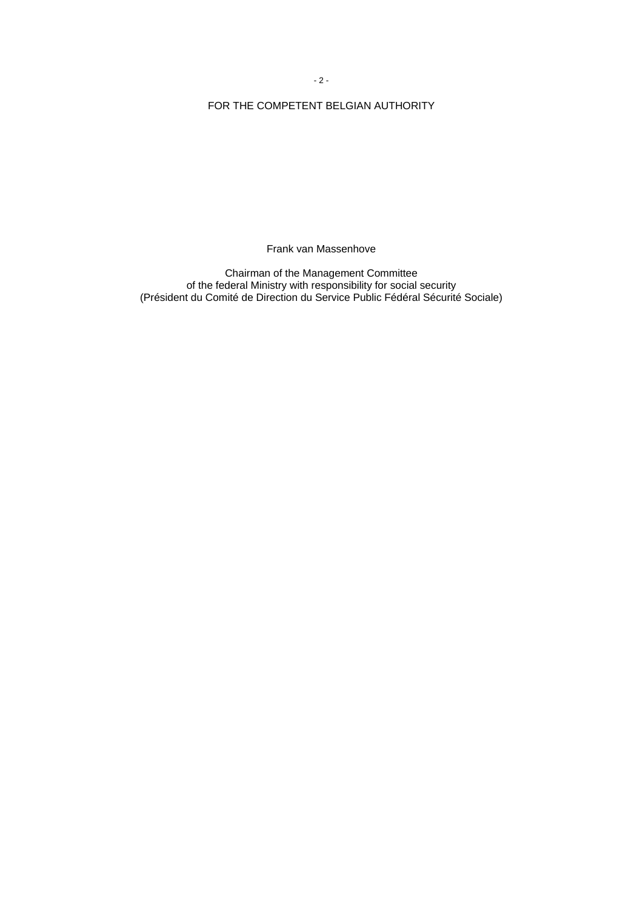FOR THE COMPETENT BELGIAN AUTHORITY

Frank van Massenhove

Chairman of the Management Committee
of the federal Ministry with responsibility for social security
(Président du Comité de Direction du Service Public Fédéral Sécurité Sociale)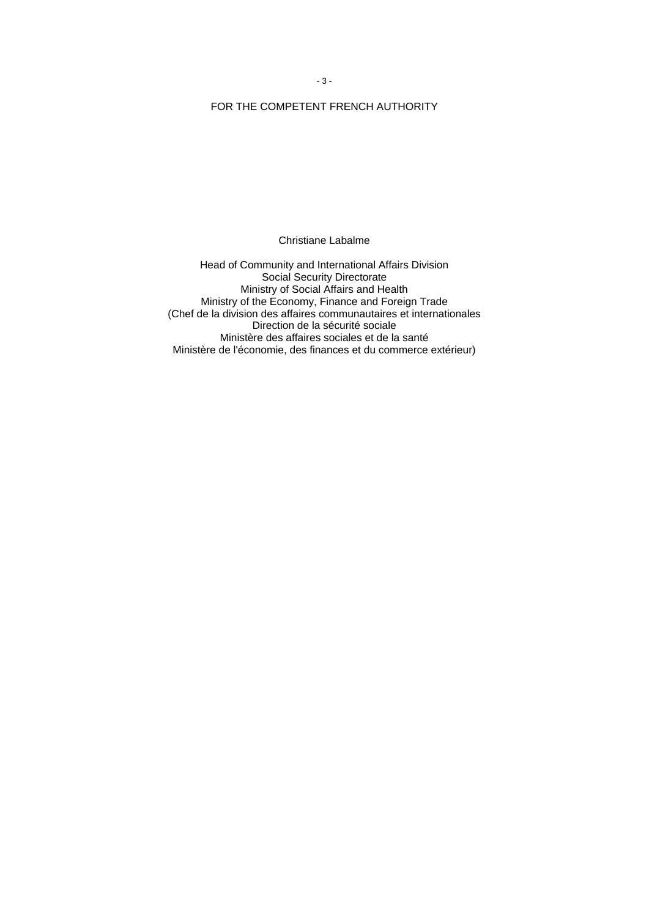FOR THE COMPETENT FRENCH AUTHORITY

Christiane Labalme

Head of Community and International Affairs Division
Social Security Directorate
Ministry of Social Affairs and Health
Ministry of the Economy, Finance and Foreign Trade
(Chef de la division des affaires communautaires et internationales
Direction de la sécurité sociale
Ministère des affaires sociales et de la santé
Ministère de l'économie, des finances et du commerce extérieur)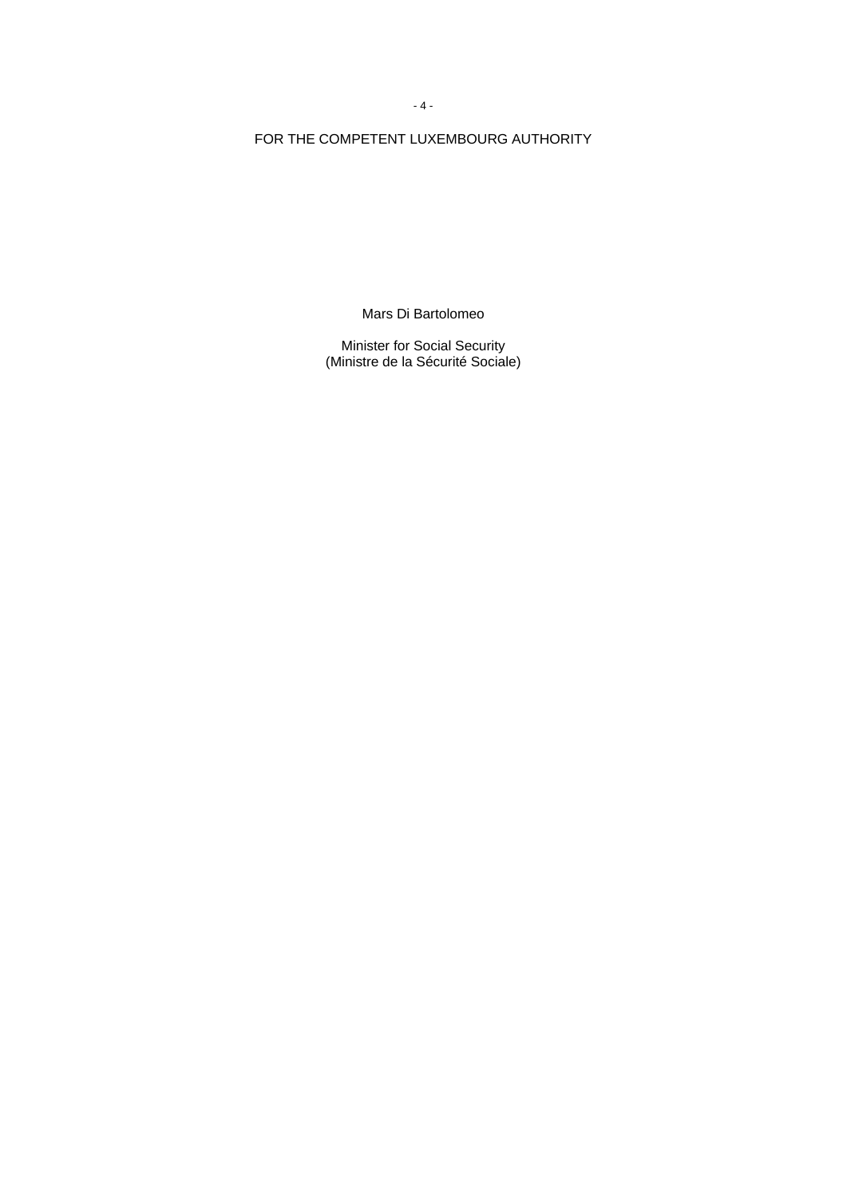FOR THE COMPETENT LUXEMBOURG AUTHORITY

Mars Di Bartolomeo

Minister for Social Security
(Ministre de la Sécurité Sociale)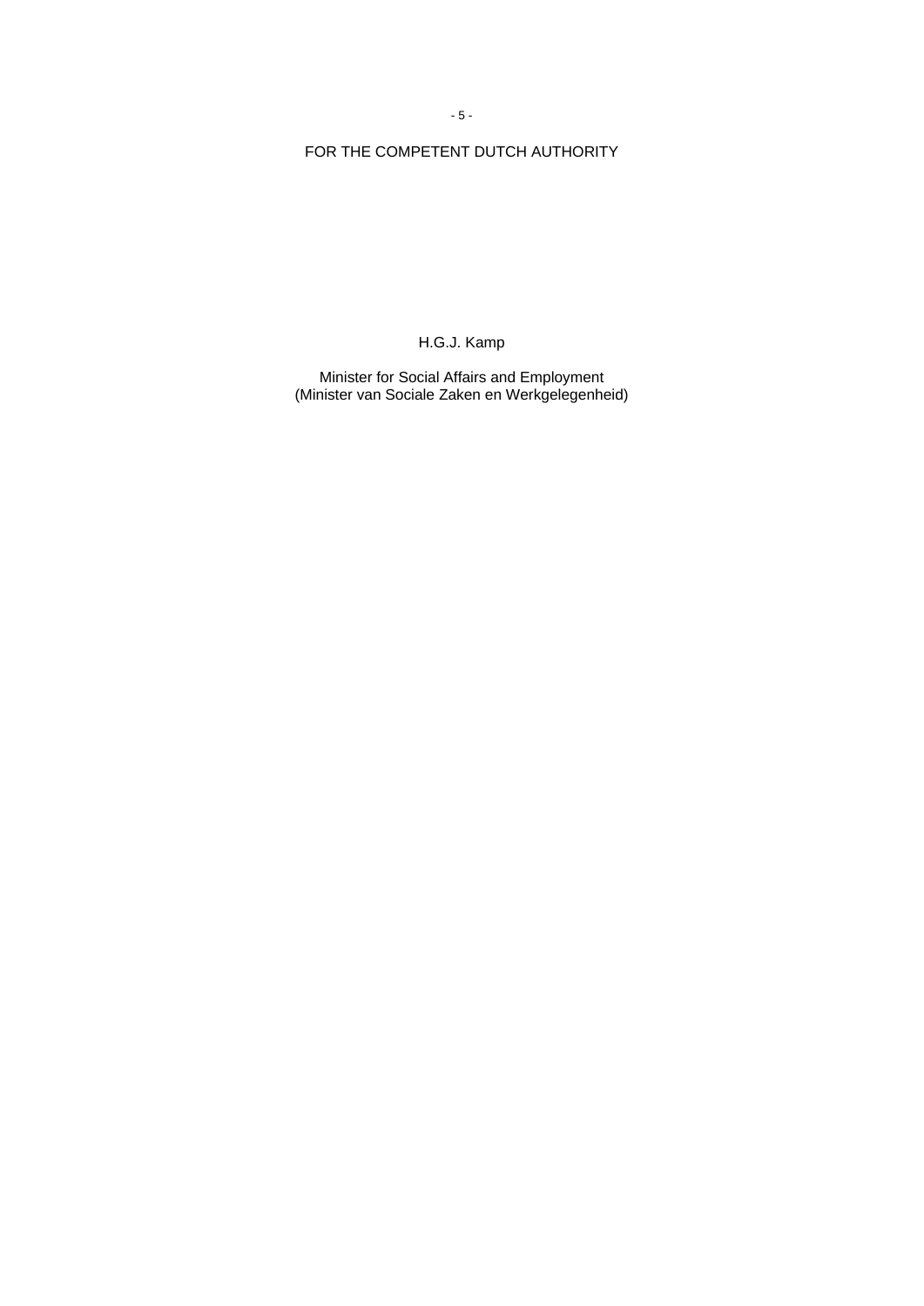FOR THE COMPETENT DUTCH AUTHORITY

H.G.J. Kamp

Minister for Social Affairs and Employment
(Minister van Sociale Zaken en Werkgelegenheid)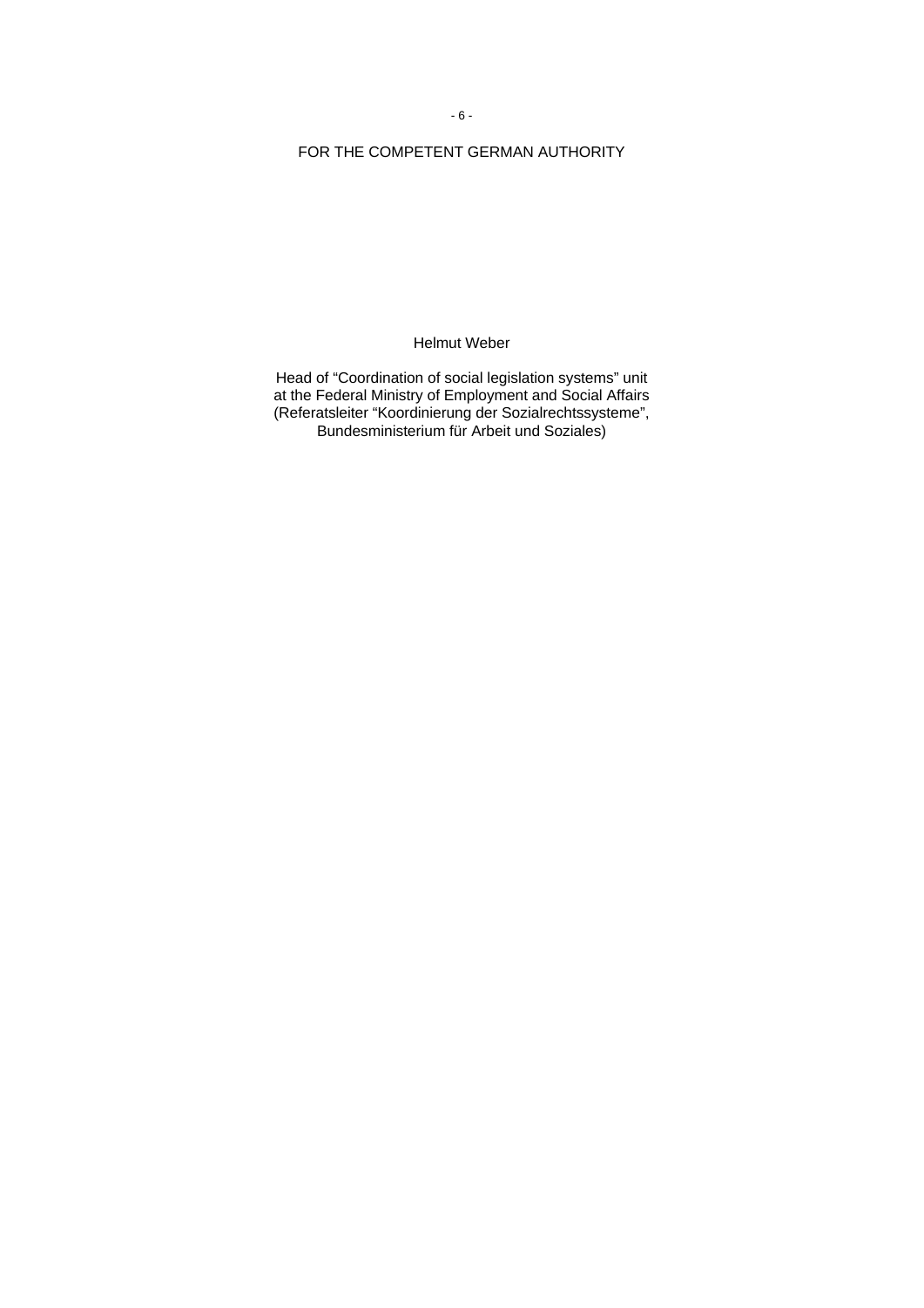FOR THE COMPETENT GERMAN AUTHORITY

Helmut Weber

Head of “Coordination of social legislation systems” unit at the Federal Ministry of Employment and Social Affairs (Referatsleiter “Koordinierung der Sozialrechtssysteme”, Bundesministerium für Arbeit und Soziales)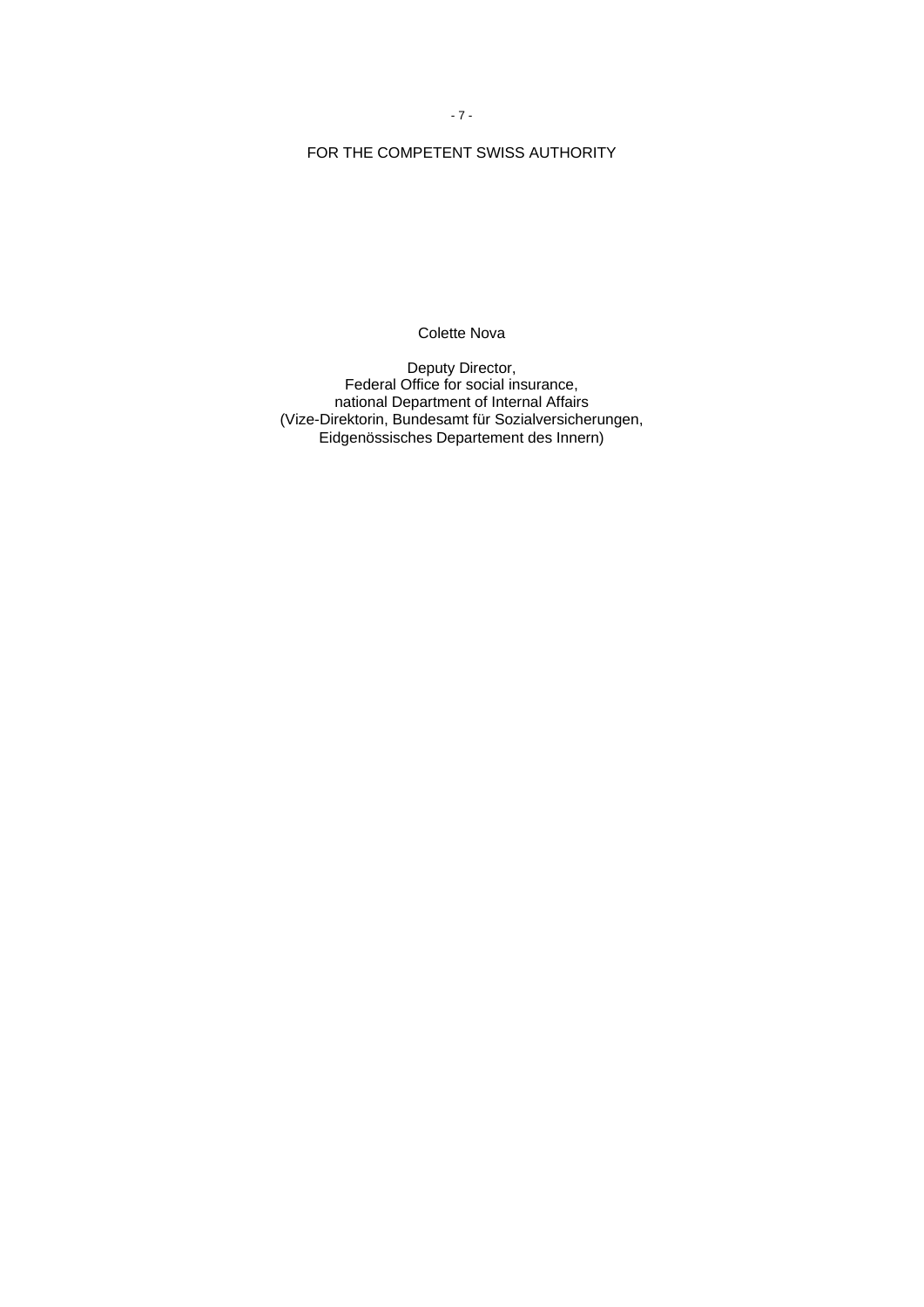FOR THE COMPETENT SWISS AUTHORITY

Colette Nova

Deputy Director,
Federal Office for social insurance,
national Department of Internal Affairs
(Vize-Direktorin, Bundesamt für Sozialversicherungen,
Eidgenössisches Departement des Innern)